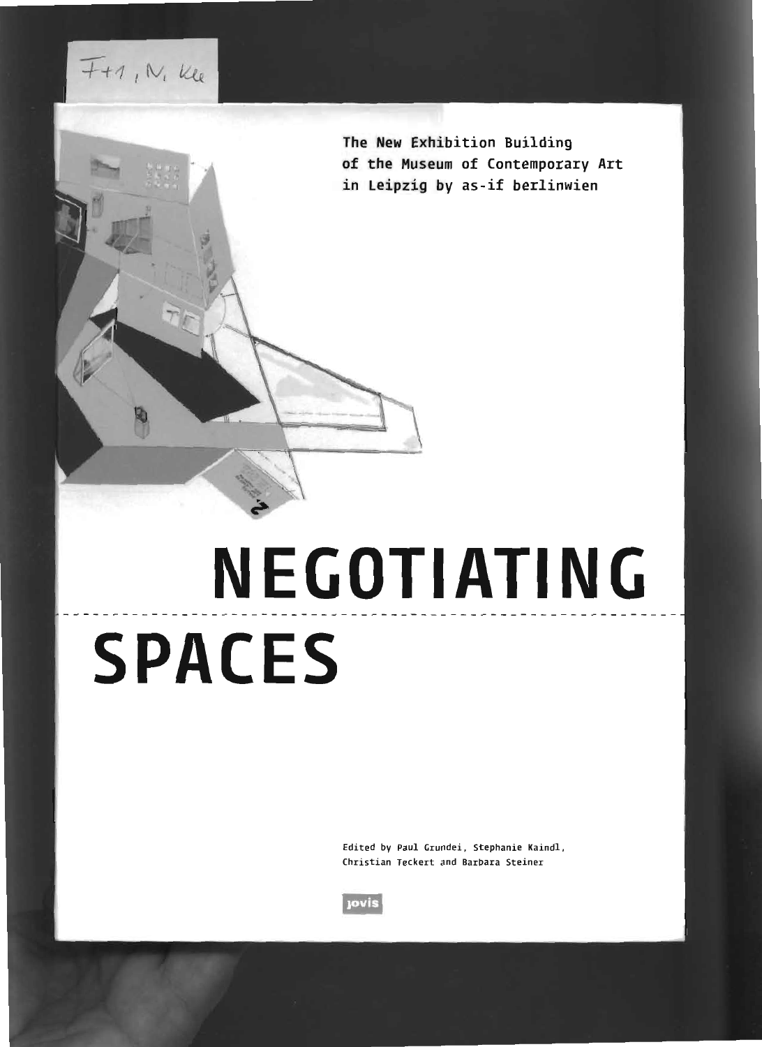The New Exhibition Building of the Museum of Contemporary Art in Leipzig by as-if berlinwien

# NEGOTIATING SPACES

Edited by Paul Grundei, Stephanie Kaindl, Christian Teckert and Barbara Steiner

jovis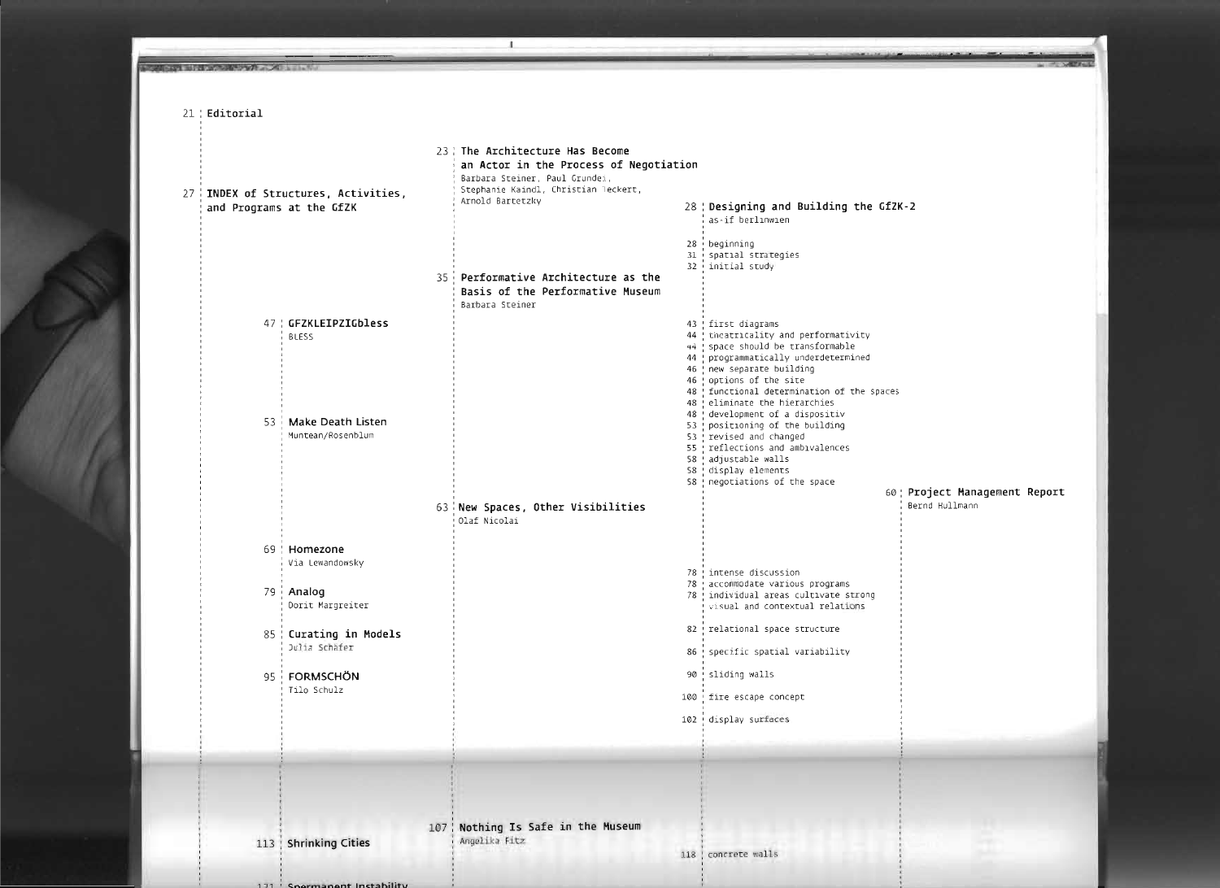21 | Editorial

23 | **The Architecture Has Become an Actor in the Process of Negotiation**
Barbara Steiner, Paul Grundei, Stephanie Kaindl, Christian Teckert, Arnold Bartetzky

27 | **INDEX of Structures, Activities, and Programs at the GfZK**

28 | **Designing and Building the GfZK-2**
as-if berlinwien

28 | beginning
31 | spatial strategies
32 | initial study

35 | **Performative Architecture as the Basis of the Performative Museum**
Barbara Steiner

43 | first diagrams
44 | theatricality and performativity
44 | space should be transformable
44 | programmatically underdetermined
46 | new separate building
46 | options of the site
48 | functional determination of the spaces
48 | eliminate the hierarchies
48 | development of a dispositiv
53 | positioning of the building
53 | revised and changed
55 | reflections and ambivalences
58 | adjustable walls
58 | display elements
58 | negotiations of the space

47 | **GFZKLEIPZIGbless**
BLESS

53 | **Make Death Listen**
Muntean/Rosenblum

60 | **Project Management Report**
Bernd Hullmann

63 | **New Spaces, Other Visibilities**
Olaf Nicolai

69 | **Homezone**
Via Lewandowsky

78 | intense discussion
78 | accommodate various programs
78 | individual areas cultivate strong visual and contextual relations

79 | **Analog**
Dorit Margreiter

82 | relational space structure

85 | **Curating in Models**
Julia Schäfer

86 | specific spatial variability

95 | **FORMSCHÖN**
Tilo Schulz

90 | sliding walls
100 | fire escape concept
102 | display surfaces

107 | **Nothing Is Safe in the Museum**
Angelika Fitz

113 | **Shrinking Cities**

118 | concrete walls

121 | **Spermanent Instability**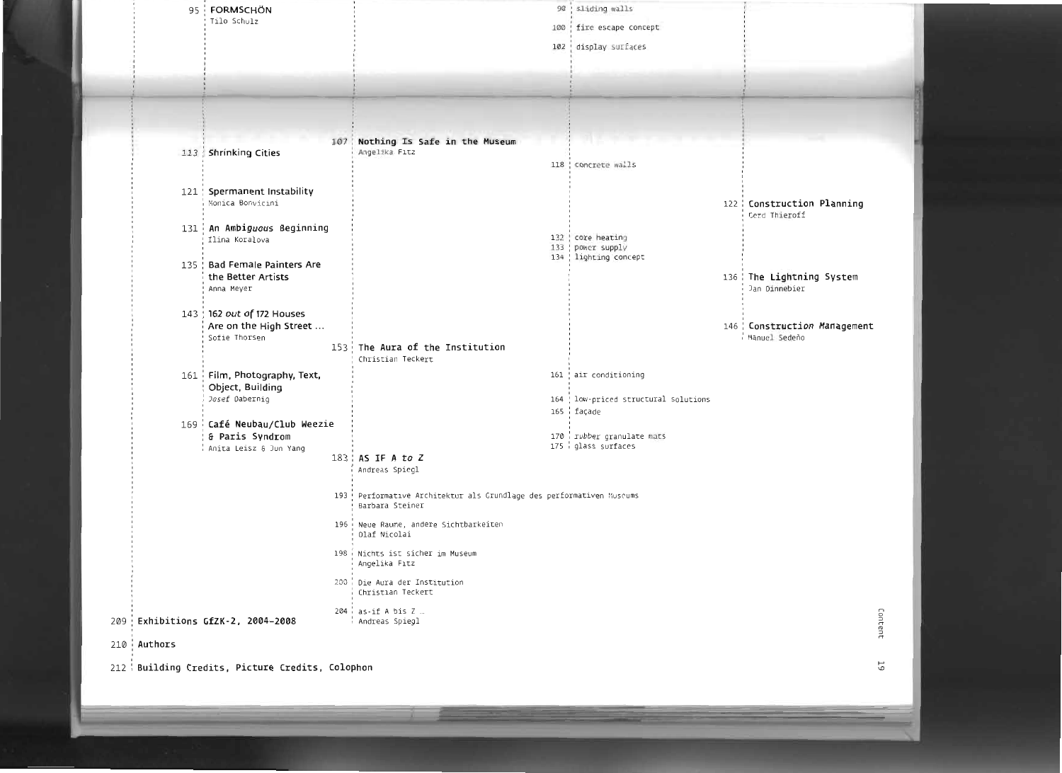95 **FORMSCHÖN**
Tilo Schulz

98 sliding walls

100 fire escape concept

102 display surfaces

107 **Nothing Is Safe in the Museum**
Angelika Fitz

113 **Shrinking Cities**

118 concrete walls

121 **Spermanent Instability**
Monica Bonvicini

122 **Construction Planning**
Gerd Thieroff

131 **An *Ambiguous* Beginning**
Ilina Koralova

132 core heating
133 power supply
134 lighting concept

135 **Bad Female Painters Are the Better Artists**
Anna Meyer

136 **The Lightning System**
Jan Dinnebier

143 **162 *out of* 172 Houses Are on the High Street ...**
Sofie Thorsen

146 **Construction Management**
Manuel Sedeño

153 **The Aura of the Institution**
Christian Teckert

161 **Film, Photography, Text, Object, Building**
Josef Dabernig

161 air conditioning

164 low-priced structural solutions

165 façade

169 **Café Neubau/Club Weezie & Paris Syndrom**
Anita Leisz & Jun Yang

170 rubber granulate mats
175 glass surfaces

183 **AS IF A *to* Z**
Andreas Spiegl

193 Performative Architektur als Grundlage des performativen Museums
Barbara Steiner

196 Neue Räume, andere Sichtbarkeiten
Olaf Nicolai

198 Nichts ist sicher im Museum
Angelika Fitz

200 Die Aura der Institution
Christian Teckert

204 as-if A bis Z ...
Andreas Spiegl

209 **Exhibitions GfZK-2, 2004–2008**

210 **Authors**

212 **Building Credits, Picture Credits, Colophon**